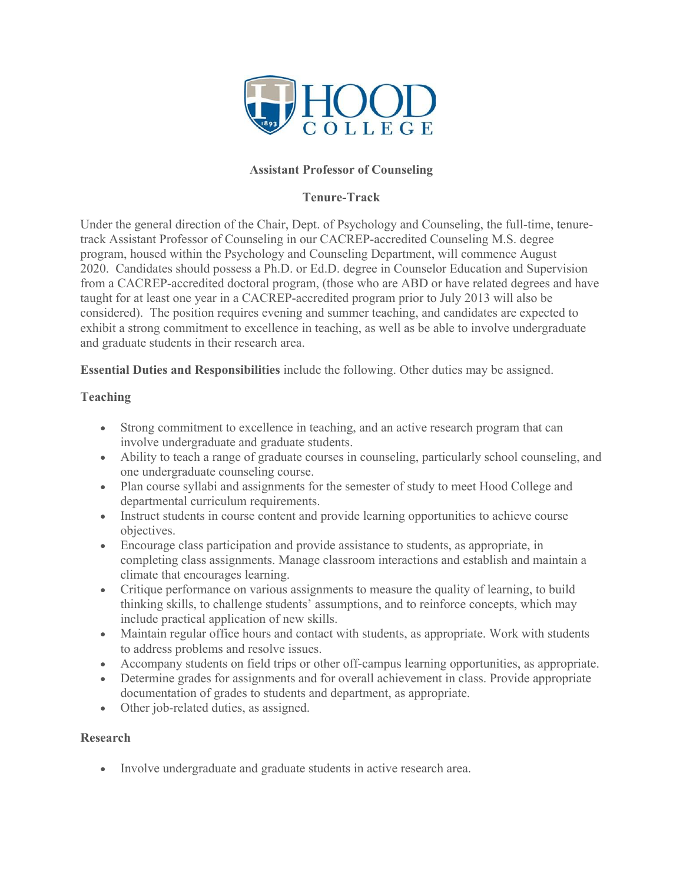# Assistant Professor of Counseling

## Tenure-Track

Under the general direction of the Chair, Dept. of Psychology and Counseling, the full-time, tenure-track Assistant Professor of Counseling in our CACREP-accredited Counseling M.S. degree program, housed within the Psychology and Counseling Department, will commence August 2020. Candidates should possess a Ph.D. or Ed.D. degree in Counselor Education and Supervision from a CACREP-accredited doctoral program, (those who are ABD or have related degrees and have taught for at least one year in a CACREP-accredited program prior to July 2013 will also be considered). The position requires evening and summer teaching, and candidates are expected to exhibit a strong commitment to excellence in teaching, as well as be able to involve undergraduate and graduate students in their research area.

**Essential Duties and Responsibilities** include the following. Other duties may be assigned.

### Teaching

- Strong commitment to excellence in teaching, and an active research program that can involve undergraduate and graduate students.
- Ability to teach a range of graduate courses in counseling, particularly school counseling, and one undergraduate counseling course.
- Plan course syllabi and assignments for the semester of study to meet Hood College and departmental curriculum requirements.
- Instruct students in course content and provide learning opportunities to achieve course objectives.
- Encourage class participation and provide assistance to students, as appropriate, in completing class assignments. Manage classroom interactions and establish and maintain a climate that encourages learning.
- Critique performance on various assignments to measure the quality of learning, to build thinking skills, to challenge students' assumptions, and to reinforce concepts, which may include practical application of new skills.
- Maintain regular office hours and contact with students, as appropriate. Work with students to address problems and resolve issues.
- Accompany students on field trips or other off-campus learning opportunities, as appropriate.
- Determine grades for assignments and for overall achievement in class. Provide appropriate documentation of grades to students and department, as appropriate.
- Other job-related duties, as assigned.

### Research

- Involve undergraduate and graduate students in active research area.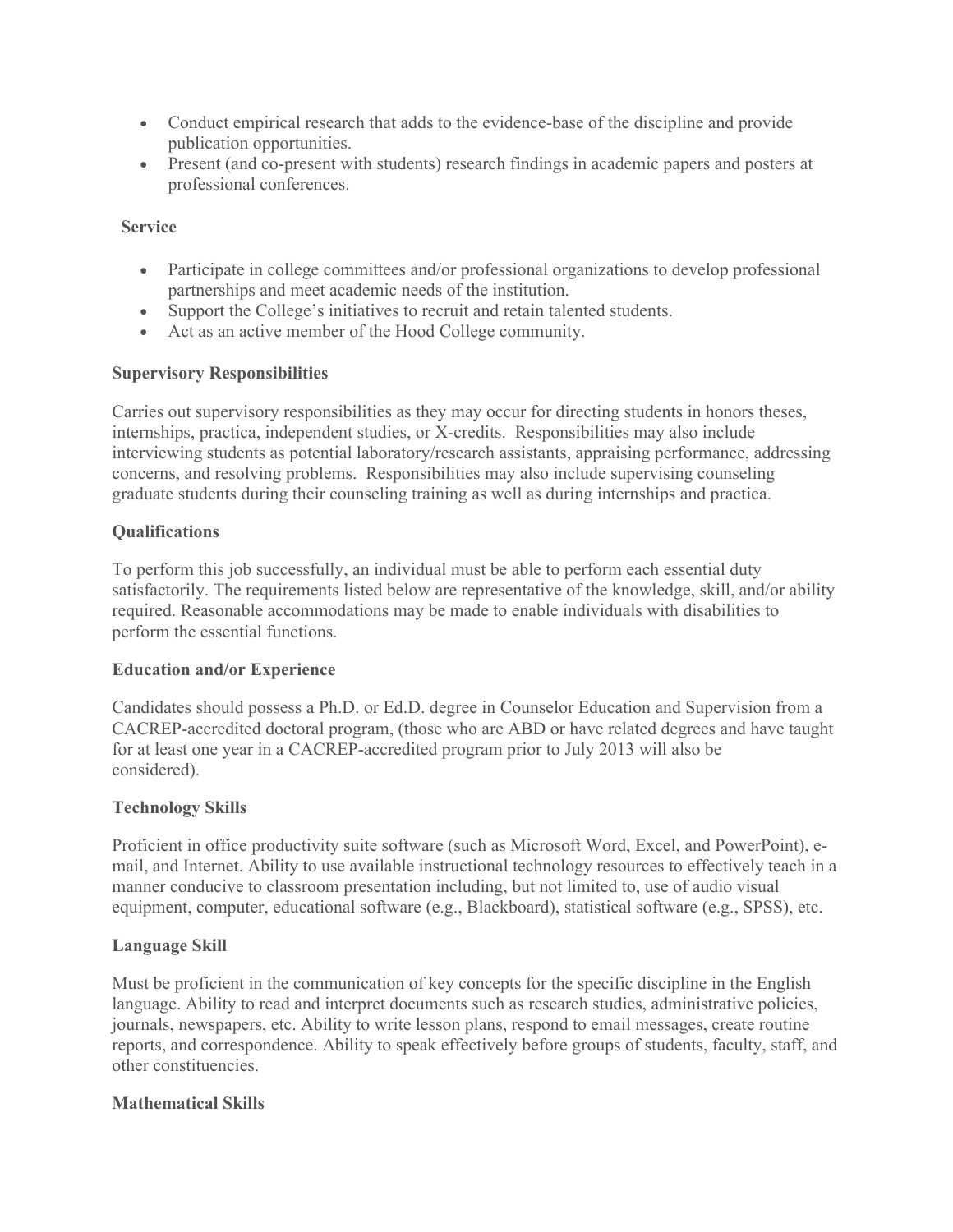- Conduct empirical research that adds to the evidence-base of the discipline and provide publication opportunities.
- Present (and co-present with students) research findings in academic papers and posters at professional conferences.

**Service**

- Participate in college committees and/or professional organizations to develop professional partnerships and meet academic needs of the institution.
- Support the College's initiatives to recruit and retain talented students.
- Act as an active member of the Hood College community.

**Supervisory Responsibilities**

Carries out supervisory responsibilities as they may occur for directing students in honors theses, internships, practica, independent studies, or X-credits. Responsibilities may also include interviewing students as potential laboratory/research assistants, appraising performance, addressing concerns, and resolving problems. Responsibilities may also include supervising counseling graduate students during their counseling training as well as during internships and practica.

**Qualifications**

To perform this job successfully, an individual must be able to perform each essential duty satisfactorily. The requirements listed below are representative of the knowledge, skill, and/or ability required. Reasonable accommodations may be made to enable individuals with disabilities to perform the essential functions.

**Education and/or Experience**

Candidates should possess a Ph.D. or Ed.D. degree in Counselor Education and Supervision from a CACREP-accredited doctoral program, (those who are ABD or have related degrees and have taught for at least one year in a CACREP-accredited program prior to July 2013 will also be considered).

**Technology Skills**

Proficient in office productivity suite software (such as Microsoft Word, Excel, and PowerPoint), e-mail, and Internet. Ability to use available instructional technology resources to effectively teach in a manner conducive to classroom presentation including, but not limited to, use of audio visual equipment, computer, educational software (e.g., Blackboard), statistical software (e.g., SPSS), etc.

**Language Skill**

Must be proficient in the communication of key concepts for the specific discipline in the English language. Ability to read and interpret documents such as research studies, administrative policies, journals, newspapers, etc. Ability to write lesson plans, respond to email messages, create routine reports, and correspondence. Ability to speak effectively before groups of students, faculty, staff, and other constituencies.

**Mathematical Skills**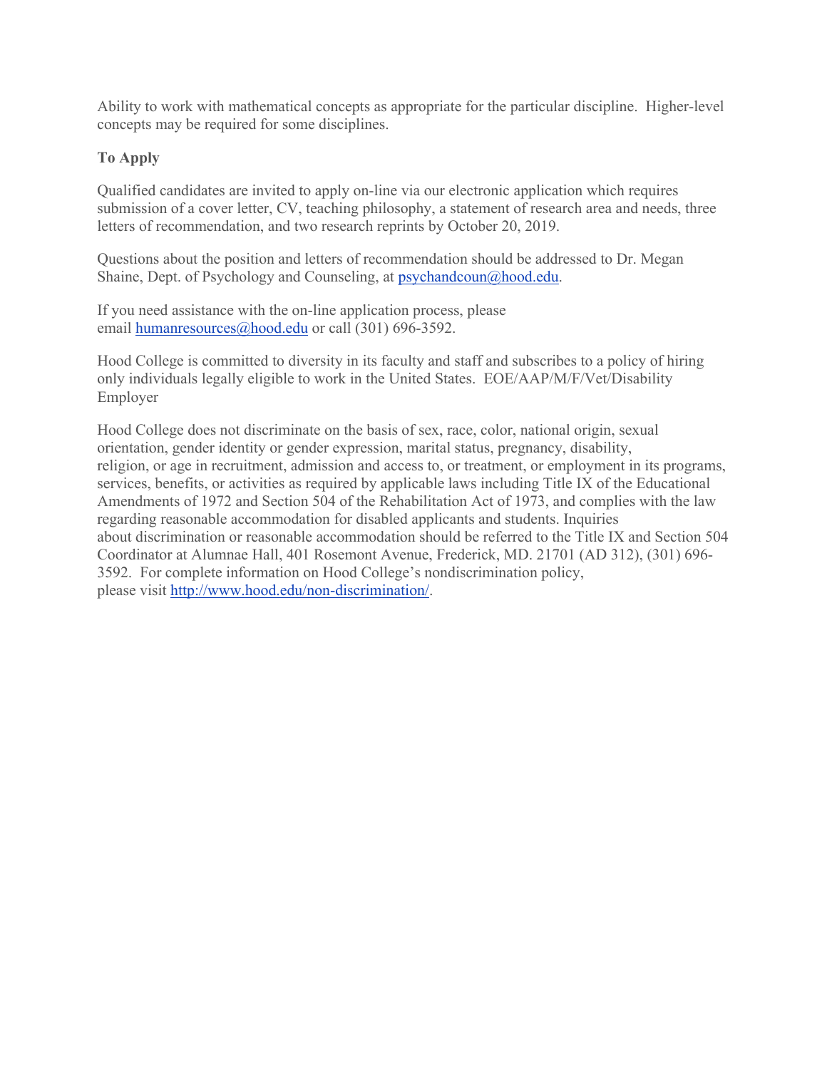Ability to work with mathematical concepts as appropriate for the particular discipline. Higher-level concepts may be required for some disciplines.

**To Apply**

Qualified candidates are invited to apply on-line via our electronic application which requires submission of a cover letter, CV, teaching philosophy, a statement of research area and needs, three letters of recommendation, and two research reprints by October 20, 2019.

Questions about the position and letters of recommendation should be addressed to Dr. Megan Shaine, Dept. of Psychology and Counseling, at psychandcoun@hood.edu.

If you need assistance with the on-line application process, please email humanresources@hood.edu or call (301) 696-3592.

Hood College is committed to diversity in its faculty and staff and subscribes to a policy of hiring only individuals legally eligible to work in the United States. EOE/AAP/M/F/Vet/Disability Employer

Hood College does not discriminate on the basis of sex, race, color, national origin, sexual orientation, gender identity or gender expression, marital status, pregnancy, disability, religion, or age in recruitment, admission and access to, or treatment, or employment in its programs, services, benefits, or activities as required by applicable laws including Title IX of the Educational Amendments of 1972 and Section 504 of the Rehabilitation Act of 1973, and complies with the law regarding reasonable accommodation for disabled applicants and students. Inquiries about discrimination or reasonable accommodation should be referred to the Title IX and Section 504 Coordinator at Alumnae Hall, 401 Rosemont Avenue, Frederick, MD. 21701 (AD 312), (301) 696-3592. For complete information on Hood College's nondiscrimination policy, please visit http://www.hood.edu/non-discrimination/.